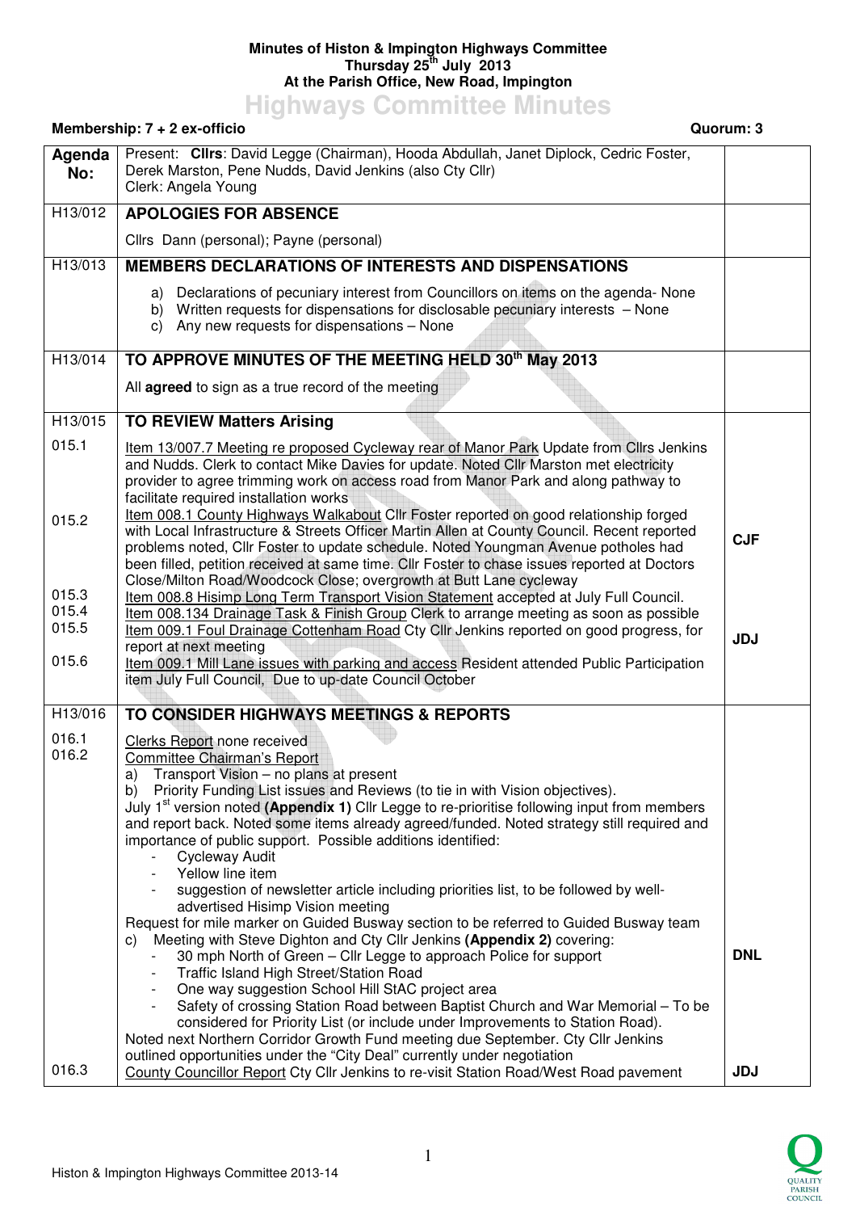**Minutes of Histon & Impington Highways Committee**
**Thursday 25th July 2013**
**At the Parish Office, New Road, Impington**

# Highways Committee Minutes

**Membership: 7 + 2 ex-officio** **Quorum: 3**

| Agenda No: | Present: **Cllrs**: David Legge (Chairman), Hooda Abdullah, Janet Diplock, Cedric Foster, Derek Marston, Pene Nudds, David Jenkins (also Cty Cllr)<br>Clerk: Angela Young | |
|---|---|---|
| H13/012 | **APOLOGIES FOR ABSENCE**<br><br>Cllrs Dann (personal); Payne (personal) | |
| H13/013 | **MEMBERS DECLARATIONS OF INTERESTS AND DISPENSATIONS**<br><br>a) Declarations of pecuniary interest from Councillors on items on the agenda- None<br>b) Written requests for dispensations for disclosable pecuniary interests – None<br>c) Any new requests for dispensations – None | |
| H13/014 | **TO APPROVE MINUTES OF THE MEETING HELD 30th May 2013**<br><br>All **agreed** to sign as a true record of the meeting | |
| H13/015 | **TO REVIEW Matters Arising** | |
| 015.1 | Item 13/007.7 Meeting re proposed Cycleway rear of Manor Park Update from Cllrs Jenkins and Nudds. Clerk to contact Mike Davies for update. Noted Cllr Marston met electricity provider to agree trimming work on access road from Manor Park and along pathway to facilitate required installation works | |
| 015.2 | Item 008.1 County Highways Walkabout Cllr Foster reported on good relationship forged with Local Infrastructure & Streets Officer Martin Allen at County Council. Recent reported problems noted, Cllr Foster to update schedule. Noted Youngman Avenue potholes had been filled, petition received at same time. Cllr Foster to chase issues reported at Doctors Close/Milton Road/Woodcock Close; overgrowth at Butt Lane cycleway | **CJF** |
| 015.3 | Item 008.8 Hisimp Long Term Transport Vision Statement accepted at July Full Council. | |
| 015.4 | Item 008.134 Drainage Task & Finish Group Clerk to arrange meeting as soon as possible | |
| 015.5 | Item 009.1 Foul Drainage Cottenham Road Cty Cllr Jenkins reported on good progress, for report at next meeting | **JDJ** |
| 015.6 | Item 009.1 Mill Lane issues with parking and access Resident attended Public Participation item July Full Council, Due to up-date Council October | |
| H13/016 | **TO CONSIDER HIGHWAYS MEETINGS & REPORTS** | |
| 016.1 | Clerks Report none received | |
| 016.2 | Committee Chairman's Report<br>a) Transport Vision – no plans at present<br>b) Priority Funding List issues and Reviews (to tie in with Vision objectives).<br>July 1st version noted **(Appendix 1)** Cllr Legge to re-prioritise following input from members and report back. Noted some items already agreed/funded. Noted strategy still required and importance of public support. Possible additions identified:<br>- Cycleway Audit<br>- Yellow line item<br>- suggestion of newsletter article including priorities list, to be followed by well-advertised Hisimp Vision meeting<br>Request for mile marker on Guided Busway section to be referred to Guided Busway team<br>c) Meeting with Steve Dighton and Cty Cllr Jenkins **(Appendix 2)** covering:<br>- 30 mph North of Green – Cllr Legge to approach Police for support<br>- Traffic Island High Street/Station Road<br>- One way suggestion School Hill StAC project area<br>- Safety of crossing Station Road between Baptist Church and War Memorial – To be considered for Priority List (or include under Improvements to Station Road).<br>Noted next Northern Corridor Growth Fund meeting due September. Cty Cllr Jenkins outlined opportunities under the "City Deal" currently under negotiation | **DNL** |
| 016.3 | County Councillor Report Cty Cllr Jenkins to re-visit Station Road/West Road pavement | **JDJ** |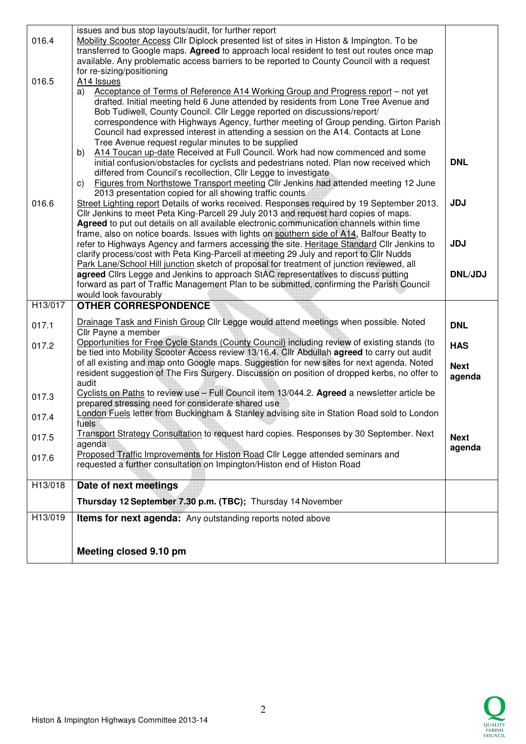| | | |
|---|---|---|
| | issues and bus stop layouts/audit, for further report | |
| 016.4 | Mobility Scooter Access Cllr Diplock presented list of sites in Histon & Impington. To be transferred to Google maps. **Agreed** to approach local resident to test out routes once map available. Any problematic access barriers to be reported to County Council with a request for re-sizing/positioning | |
| 016.5 | A14 Issues<br>a) Acceptance of Terms of Reference A14 Working Group and Progress report – not yet drafted. Initial meeting held 6 June attended by residents from Lone Tree Avenue and Bob Tudiwell, County Council. Cllr Legge reported on discussions/report/ correspondence with Highways Agency, further meeting of Group pending. Girton Parish Council had expressed interest in attending a session on the A14. Contacts at Lone Tree Avenue request regular minutes to be supplied<br>b) A14 Toucan up-date Received at Full Council. Work had now commenced and some initial confusion/obstacles for cyclists and pedestrians noted. Plan now received which differed from Council's recollection, Cllr Legge to investigate<br>c) Figures from Northstowe Transport meeting Cllr Jenkins had attended meeting 12 June 2013 presentation copied for all showing traffic counts | DNL |
| 016.6 | Street Lighting report Details of works received. Responses required by 19 September 2013. Cllr Jenkins to meet Peta King-Parcell 29 July 2013 and request hard copies of maps. **Agreed** to put out details on all available electronic communication channels within time frame, also on notice boards. Issues with lights on southern side of A14, Balfour Beatty to refer to Highways Agency and farmers accessing the site. Heritage Standard Cllr Jenkins to clarify process/cost with Peta King-Parcell at meeting 29 July and report to Cllr Nudds<br>Park Lane/School Hill junction sketch of proposal for treatment of junction reviewed, all **agreed** Cllrs Legge and Jenkins to approach StAC representatives to discuss putting forward as part of Traffic Management Plan to be submitted, confirming the Parish Council would look favourably | JDJ<br><br>JDJ<br><br>DNL/JDJ |
| H13/017 | **OTHER CORRESPONDENCE** | |
| 017.1 | Drainage Task and Finish Group Cllr Legge would attend meetings when possible. Noted Cllr Payne a member | DNL |
| 017.2 | Opportunities for Free Cycle Stands (County Council) including review of existing stands (to be tied into Mobility Scooter Access review 13/16.4. Cllr Abdullah **agreed** to carry out audit of all existing and map onto Google maps. Suggestion for new sites for next agenda. Noted resident suggestion of The Firs Surgery. Discussion on position of dropped kerbs, no offer to audit | HAS<br><br>Next agenda |
| 017.3 | Cyclists on Paths to review use – Full Council item 13/044.2. **Agreed** a newsletter article be prepared stressing need for considerate shared use | |
| 017.4 | London Fuels letter from Buckingham & Stanley advising site in Station Road sold to London fuels | |
| 017.5 | Transport Strategy Consultation to request hard copies. Responses by 30 September. Next agenda | Next agenda |
| 017.6 | Proposed Traffic Improvements for Histon Road Cllr Legge attended seminars and requested a further consultation on Impington/Histon end of Histon Road | |
| H13/018 | **Date of next meetings**<br><br>**Thursday 12 September 7.30 p.m. (TBC);** Thursday 14 November | |
| H13/019 | **Items for next agenda:** Any outstanding reports noted above<br><br>**Meeting closed 9.10 pm** | |